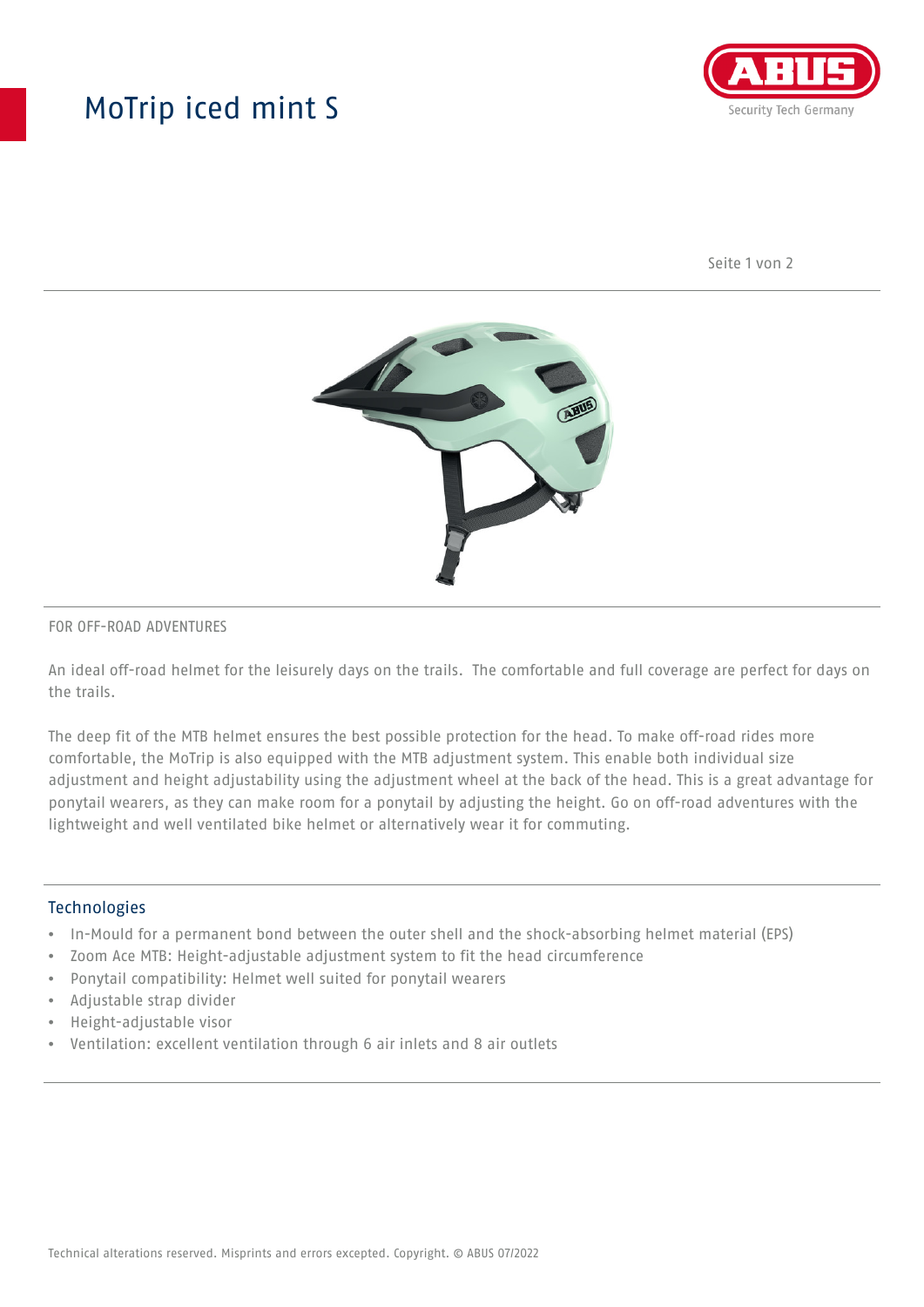# MoTrip iced mint S

FOR OFF-ROAD ADVENTURES

An ideal off-road helmet for the leisurely days on the trails.  The comfortable and full coverage are perfect for days on the trails.

The deep fit of the MTB helmet ensures the best possible protection for the head. To make off-road rides more comfortable, the MoTrip is also equipped with the MTB adjustment system. This enable both individual size adjustment and height adjustability using the adjustment wheel at the back of the head. This is a great advantage for ponytail wearers, as they can make room for a ponytail by adjusting the height. Go on off-road adventures with the lightweight and well ventilated bike helmet or alternatively wear it for commuting.

## Technologies

- In-Mould for a permanent bond between the outer shell and the shock-absorbing helmet material (EPS)
- Zoom Ace MTB: Height-adjustable adjustment system to fit the head circumference
- Ponytail compatibility: Helmet well suited for ponytail wearers
- Adjustable strap divider
- Height-adjustable visor
- Ventilation: excellent ventilation through 6 air inlets and 8 air outlets

Technical alterations reserved. Misprints and errors excepted. Copyright. © ABUS 07/2022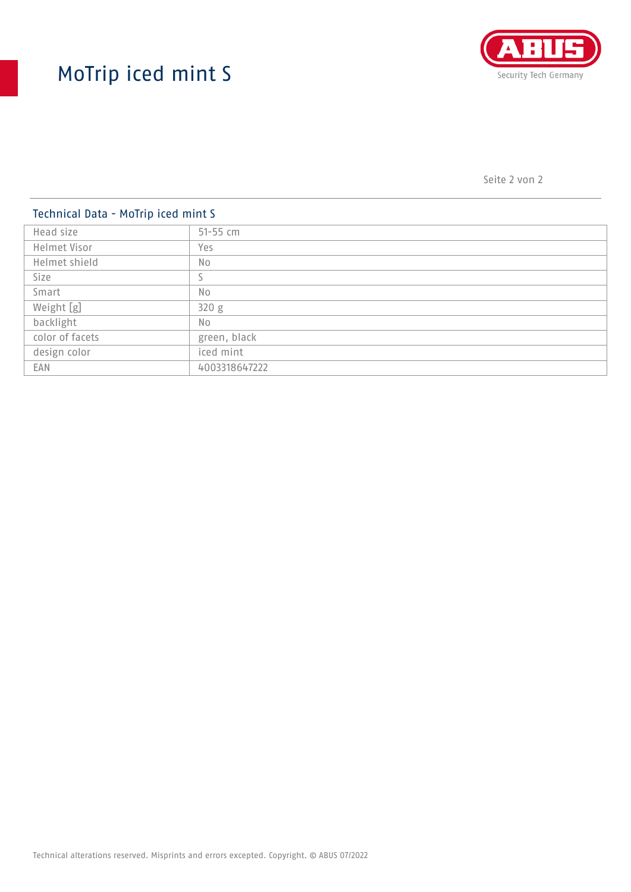# MoTrip iced mint S

## Technical Data - MoTrip iced mint S

| | |
|---|---|
| Head size | 51-55 cm |
| Helmet Visor | Yes |
| Helmet shield | No |
| Size | S |
| Smart | No |
| Weight [g] | 320 g |
| backlight | No |
| color of facets | green, black |
| design color | iced mint |
| EAN | 4003318647222 |

Technical alterations reserved. Misprints and errors excepted. Copyright. © ABUS 07/2022